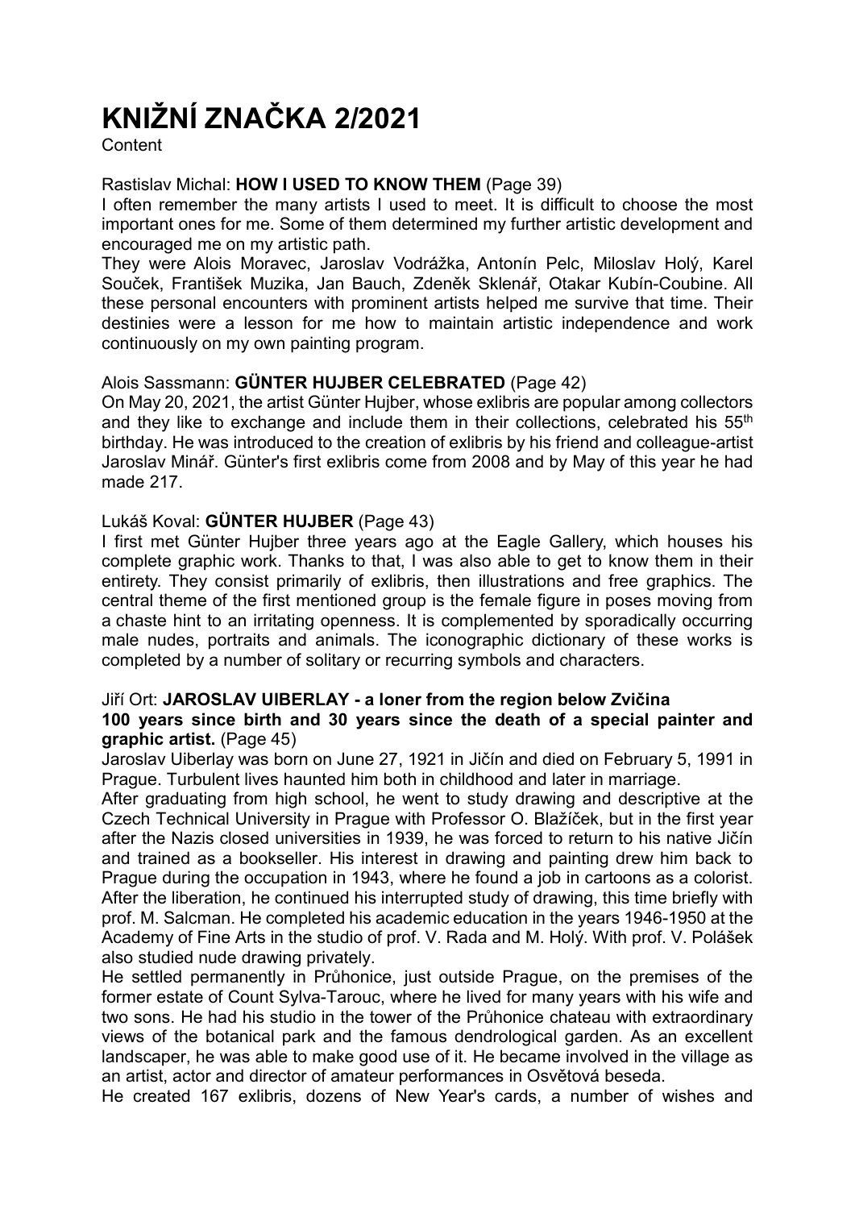# KNIŽNÍ ZNAČKA 2/2021

Content

Rastislav Michal: **HOW I USED TO KNOW THEM** (Page 39)

I often remember the many artists I used to meet. It is difficult to choose the most important ones for me. Some of them determined my further artistic development and encouraged me on my artistic path.

They were Alois Moravec, Jaroslav Vodrážka, Antonín Pelc, Miloslav Holý, Karel Souček, František Muzika, Jan Bauch, Zdeněk Sklenář, Otakar Kubín-Coubine. All these personal encounters with prominent artists helped me survive that time. Their destinies were a lesson for me how to maintain artistic independence and work continuously on my own painting program.

Alois Sassmann: **GÜNTER HUJBER CELEBRATED** (Page 42)

On May 20, 2021, the artist Günter Hujber, whose exlibris are popular among collectors and they like to exchange and include them in their collections, celebrated his 55th birthday. He was introduced to the creation of exlibris by his friend and colleague-artist Jaroslav Minář. Günter's first exlibris come from 2008 and by May of this year he had made 217.

Lukáš Koval: **GÜNTER HUJBER** (Page 43)

I first met Günter Hujber three years ago at the Eagle Gallery, which houses his complete graphic work. Thanks to that, I was also able to get to know them in their entirety. They consist primarily of exlibris, then illustrations and free graphics. The central theme of the first mentioned group is the female figure in poses moving from a chaste hint to an irritating openness. It is complemented by sporadically occurring male nudes, portraits and animals. The iconographic dictionary of these works is completed by a number of solitary or recurring symbols and characters.

Jiří Ort: **JAROSLAV UIBERLAY - a loner from the region below Zvičina**
**100 years since birth and 30 years since the death of a special painter and graphic artist.** (Page 45)

Jaroslav Uiberlay was born on June 27, 1921 in Jičín and died on February 5, 1991 in Prague. Turbulent lives haunted him both in childhood and later in marriage.

After graduating from high school, he went to study drawing and descriptive at the Czech Technical University in Prague with Professor O. Blažíček, but in the first year after the Nazis closed universities in 1939, he was forced to return to his native Jičín and trained as a bookseller. His interest in drawing and painting drew him back to Prague during the occupation in 1943, where he found a job in cartoons as a colorist. After the liberation, he continued his interrupted study of drawing, this time briefly with prof. M. Salcman. He completed his academic education in the years 1946-1950 at the Academy of Fine Arts in the studio of prof. V. Rada and M. Holý. With prof. V. Polášek also studied nude drawing privately.

He settled permanently in Průhonice, just outside Prague, on the premises of the former estate of Count Sylva-Tarouc, where he lived for many years with his wife and two sons. He had his studio in the tower of the Průhonice chateau with extraordinary views of the botanical park and the famous dendrological garden. As an excellent landscaper, he was able to make good use of it. He became involved in the village as an artist, actor and director of amateur performances in Osvětová beseda.

He created 167 exlibris, dozens of New Year's cards, a number of wishes and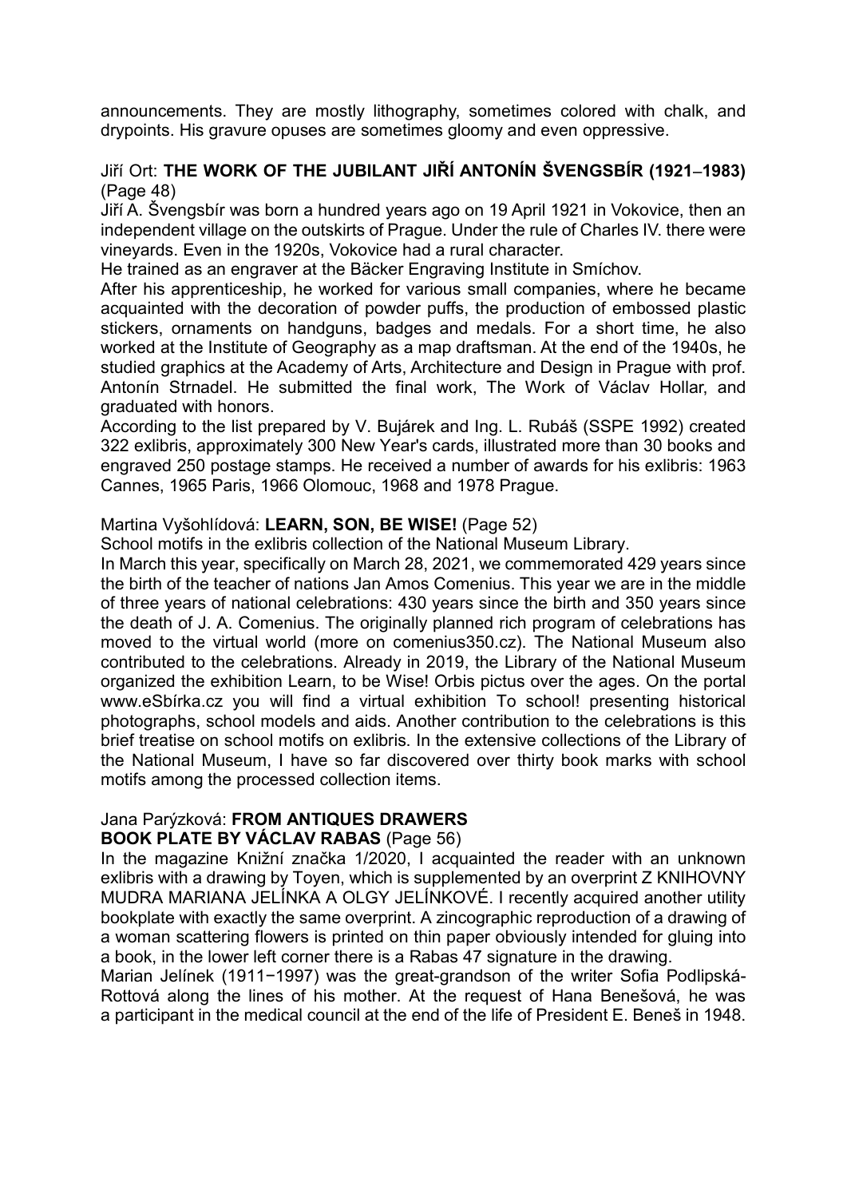announcements. They are mostly lithography, sometimes colored with chalk, and drypoints. His gravure opuses are sometimes gloomy and even oppressive.

Jiří Ort: **THE WORK OF THE JUBILANT JIŘÍ ANTONÍN ŠVENGSBÍR (1921–1983)** (Page 48)

Jiří A. Švengsbír was born a hundred years ago on 19 April 1921 in Vokovice, then an independent village on the outskirts of Prague. Under the rule of Charles IV. there were vineyards. Even in the 1920s, Vokovice had a rural character.

He trained as an engraver at the Bäcker Engraving Institute in Smíchov.

After his apprenticeship, he worked for various small companies, where he became acquainted with the decoration of powder puffs, the production of embossed plastic stickers, ornaments on handguns, badges and medals. For a short time, he also worked at the Institute of Geography as a map draftsman. At the end of the 1940s, he studied graphics at the Academy of Arts, Architecture and Design in Prague with prof. Antonín Strnadel. He submitted the final work, The Work of Václav Hollar, and graduated with honors.

According to the list prepared by V. Bujárek and Ing. L. Rubáš (SSPE 1992) created 322 exlibris, approximately 300 New Year's cards, illustrated more than 30 books and engraved 250 postage stamps. He received a number of awards for his exlibris: 1963 Cannes, 1965 Paris, 1966 Olomouc, 1968 and 1978 Prague.

Martina Vyšohlídová: **LEARN, SON, BE WISE!** (Page 52)

School motifs in the exlibris collection of the National Museum Library.

In March this year, specifically on March 28, 2021, we commemorated 429 years since the birth of the teacher of nations Jan Amos Comenius. This year we are in the middle of three years of national celebrations: 430 years since the birth and 350 years since the death of J. A. Comenius. The originally planned rich program of celebrations has moved to the virtual world (more on comenius350.cz). The National Museum also contributed to the celebrations. Already in 2019, the Library of the National Museum organized the exhibition Learn, to be Wise! Orbis pictus over the ages. On the portal www.eSbírka.cz you will find a virtual exhibition To school! presenting historical photographs, school models and aids. Another contribution to the celebrations is this brief treatise on school motifs on exlibris. In the extensive collections of the Library of the National Museum, I have so far discovered over thirty book marks with school motifs among the processed collection items.

Jana Parýzková: **FROM ANTIQUES DRAWERS**
**BOOK PLATE BY VÁCLAV RABAS** (Page 56)

In the magazine Knižní značka 1/2020, I acquainted the reader with an unknown exlibris with a drawing by Toyen, which is supplemented by an overprint Z KNIHOVNY MUDRA MARIANA JELÍNKA A OLGY JELÍNKOVÉ. I recently acquired another utility bookplate with exactly the same overprint. A zincographic reproduction of a drawing of a woman scattering flowers is printed on thin paper obviously intended for gluing into a book, in the lower left corner there is a Rabas 47 signature in the drawing.

Marian Jelínek (1911−1997) was the great-grandson of the writer Sofia Podlipská-Rottová along the lines of his mother. At the request of Hana Benešová, he was a participant in the medical council at the end of the life of President E. Beneš in 1948.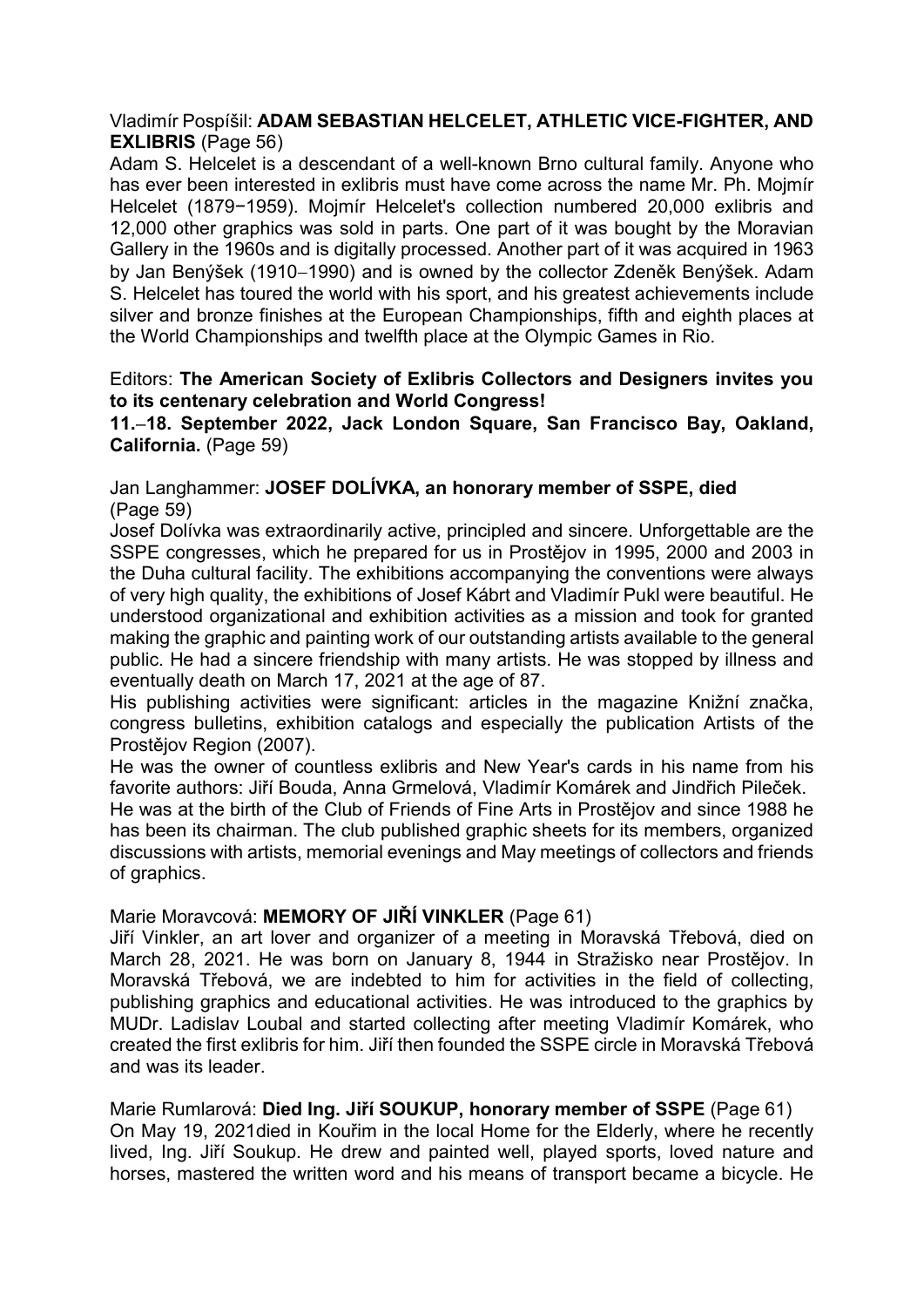Vladimír Pospíšil: **ADAM SEBASTIAN HELCELET, ATHLETIC VICE-FIGHTER, AND EXLIBRIS** (Page 56)

Adam S. Helcelet is a descendant of a well-known Brno cultural family. Anyone who has ever been interested in exlibris must have come across the name Mr. Ph. Mojmír Helcelet (1879−1959). Mojmír Helcelet's collection numbered 20,000 exlibris and 12,000 other graphics was sold in parts. One part of it was bought by the Moravian Gallery in the 1960s and is digitally processed. Another part of it was acquired in 1963 by Jan Benýšek (1910–1990) and is owned by the collector Zdeněk Benýšek. Adam S. Helcelet has toured the world with his sport, and his greatest achievements include silver and bronze finishes at the European Championships, fifth and eighth places at the World Championships and twelfth place at the Olympic Games in Rio.

Editors: **The American Society of Exlibris Collectors and Designers invites you to its centenary celebration and World Congress!**
**11.–18. September 2022, Jack London Square, San Francisco Bay, Oakland, California.** (Page 59)

Jan Langhammer: **JOSEF DOLÍVKA, an honorary member of SSPE, died** (Page 59)

Josef Dolívka was extraordinarily active, principled and sincere. Unforgettable are the SSPE congresses, which he prepared for us in Prostějov in 1995, 2000 and 2003 in the Duha cultural facility. The exhibitions accompanying the conventions were always of very high quality, the exhibitions of Josef Kábrt and Vladimír Pukl were beautiful. He understood organizational and exhibition activities as a mission and took for granted making the graphic and painting work of our outstanding artists available to the general public. He had a sincere friendship with many artists. He was stopped by illness and eventually death on March 17, 2021 at the age of 87.

His publishing activities were significant: articles in the magazine Knižní značka, congress bulletins, exhibition catalogs and especially the publication Artists of the Prostějov Region (2007).

He was the owner of countless exlibris and New Year's cards in his name from his favorite authors: Jiří Bouda, Anna Grmelová, Vladimír Komárek and Jindřich Pileček.

He was at the birth of the Club of Friends of Fine Arts in Prostějov and since 1988 he has been its chairman. The club published graphic sheets for its members, organized discussions with artists, memorial evenings and May meetings of collectors and friends of graphics.

Marie Moravcová: **MEMORY OF JIŘÍ VINKLER** (Page 61)

Jiří Vinkler, an art lover and organizer of a meeting in Moravská Třebová, died on March 28, 2021. He was born on January 8, 1944 in Stražisko near Prostějov. In Moravská Třebová, we are indebted to him for activities in the field of collecting, publishing graphics and educational activities. He was introduced to the graphics by MUDr. Ladislav Loubal and started collecting after meeting Vladimír Komárek, who created the first exlibris for him. Jiří then founded the SSPE circle in Moravská Třebová and was its leader.

Marie Rumlarová: **Died Ing. Jiří SOUKUP, honorary member of SSPE** (Page 61)

On May 19, 2021died in Kouřim in the local Home for the Elderly, where he recently lived, Ing. Jiří Soukup. He drew and painted well, played sports, loved nature and horses, mastered the written word and his means of transport became a bicycle. He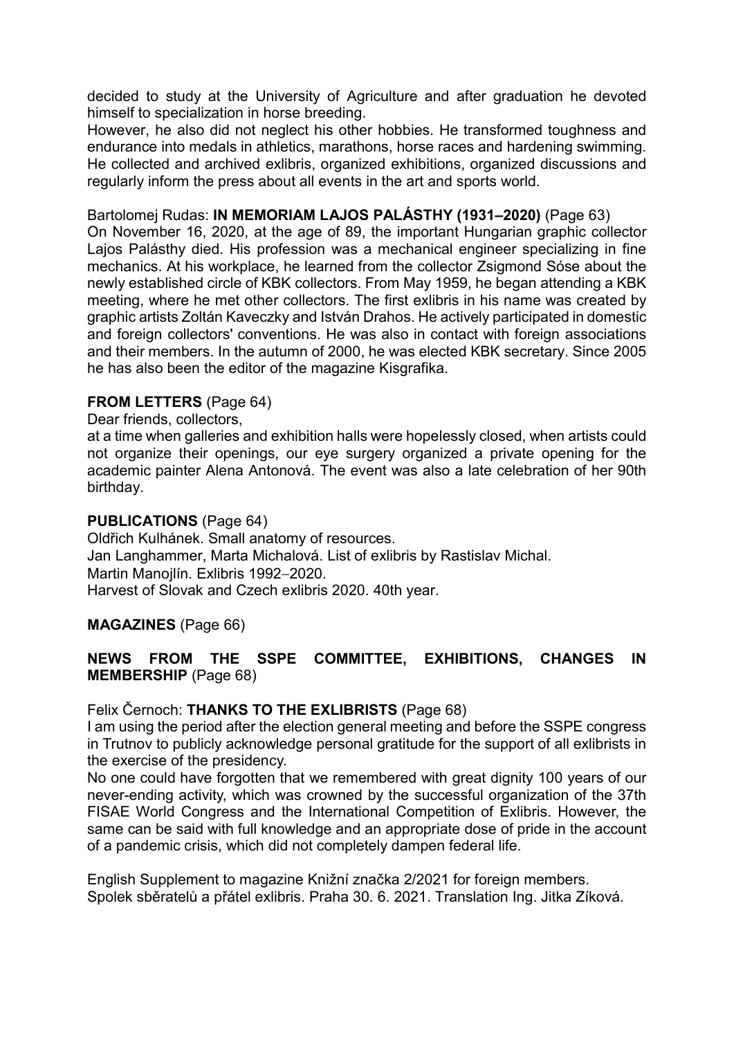decided to study at the University of Agriculture and after graduation he devoted himself to specialization in horse breeding.
However, he also did not neglect his other hobbies. He transformed toughness and endurance into medals in athletics, marathons, horse races and hardening swimming. He collected and archived exlibris, organized exhibitions, organized discussions and regularly inform the press about all events in the art and sports world.

Bartolomej Rudas: **IN MEMORIAM LAJOS PALÁSTHY (1931–2020)** (Page 63)
On November 16, 2020, at the age of 89, the important Hungarian graphic collector Lajos Palásthy died. His profession was a mechanical engineer specializing in fine mechanics. At his workplace, he learned from the collector Zsigmond Sóse about the newly established circle of KBK collectors. From May 1959, he began attending a KBK meeting, where he met other collectors. The first exlibris in his name was created by graphic artists Zoltán Kaveczky and István Drahos. He actively participated in domestic and foreign collectors' conventions. He was also in contact with foreign associations and their members. In the autumn of 2000, he was elected KBK secretary. Since 2005 he has also been the editor of the magazine Kisgrafika.

**FROM LETTERS** (Page 64)
Dear friends, collectors,
at a time when galleries and exhibition halls were hopelessly closed, when artists could not organize their openings, our eye surgery organized a private opening for the academic painter Alena Antonová. The event was also a late celebration of her 90th birthday.

**PUBLICATIONS** (Page 64)
Oldřich Kulhánek. Small anatomy of resources.
Jan Langhammer, Marta Michalová. List of exlibris by Rastislav Michal.
Martin Manojlín. Exlibris 1992–2020.
Harvest of Slovak and Czech exlibris 2020. 40th year.

**MAGAZINES** (Page 66)

**NEWS FROM THE SSPE COMMITTEE, EXHIBITIONS, CHANGES IN MEMBERSHIP** (Page 68)

Felix Černoch: **THANKS TO THE EXLIBRISTS** (Page 68)
I am using the period after the election general meeting and before the SSPE congress in Trutnov to publicly acknowledge personal gratitude for the support of all exlibrists in the exercise of the presidency.
No one could have forgotten that we remembered with great dignity 100 years of our never-ending activity, which was crowned by the successful organization of the 37th FISAE World Congress and the International Competition of Exlibris. However, the same can be said with full knowledge and an appropriate dose of pride in the account of a pandemic crisis, which did not completely dampen federal life.

English Supplement to magazine Knižní značka 2/2021 for foreign members.
Spolek sběratelů a přátel exlibris. Praha 30. 6. 2021. Translation Ing. Jitka Zíková.